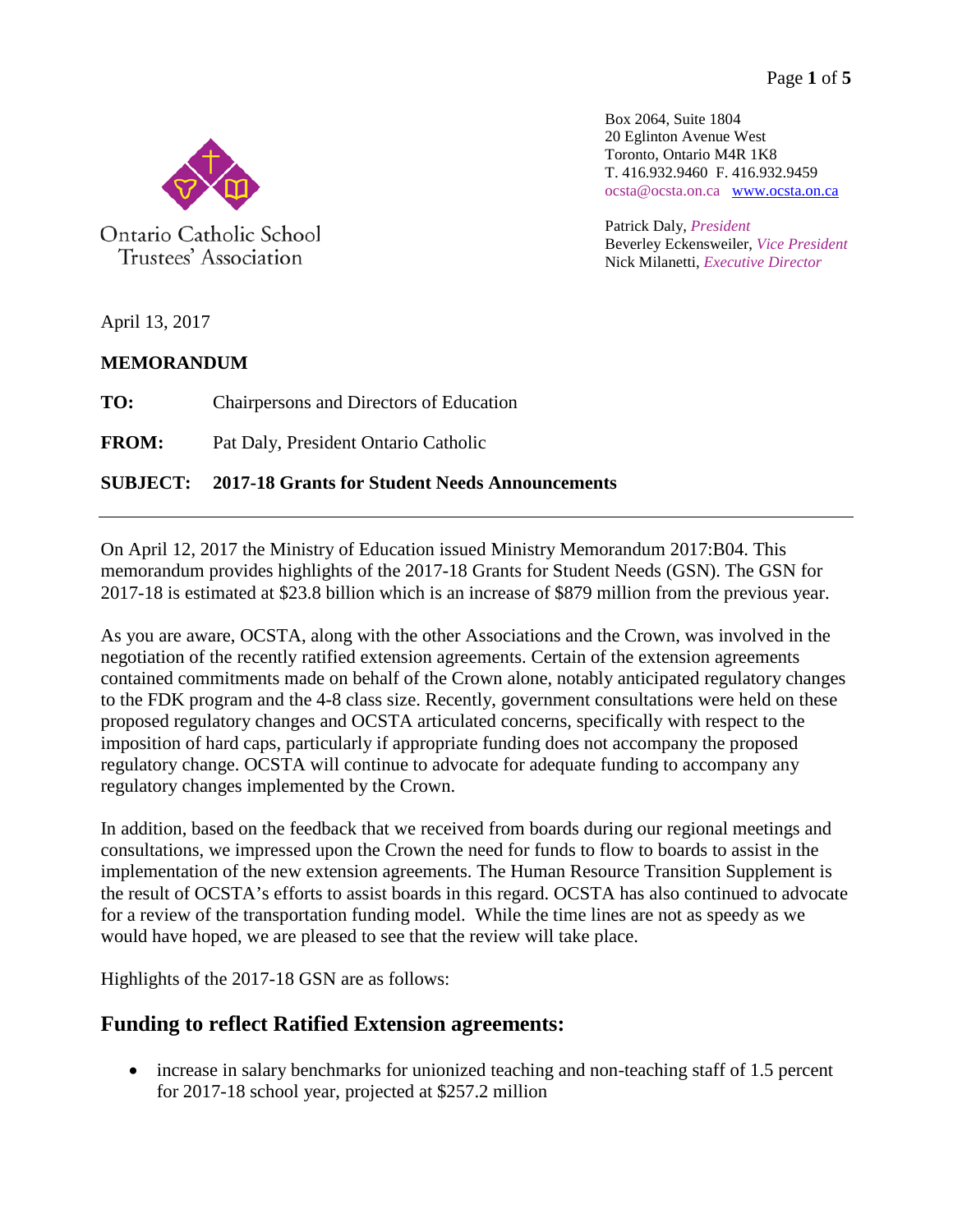Ontario Catholic School Trustees' Association

Box 2064, Suite 1804
20 Eglinton Avenue West
Toronto, Ontario M4R 1K8
T. 416.932.9460 F. 416.932.9459
ocsta@ocsta.on.ca [www.ocsta.on.ca](http://www.ocsta.on.ca)

Patrick Daly, *President*
Beverley Eckensweiler, *Vice President*
Nick Milanetti, *Executive Director*

April 13, 2017

**MEMORANDUM**

**TO:** Chairpersons and Directors of Education

**FROM:** Pat Daly, President Ontario Catholic

**SUBJECT: 2017-18 Grants for Student Needs Announcements**

---

On April 12, 2017 the Ministry of Education issued Ministry Memorandum 2017:B04. This memorandum provides highlights of the 2017-18 Grants for Student Needs (GSN). The GSN for 2017-18 is estimated at $23.8 billion which is an increase of $879 million from the previous year.

As you are aware, OCSTA, along with the other Associations and the Crown, was involved in the negotiation of the recently ratified extension agreements. Certain of the extension agreements contained commitments made on behalf of the Crown alone, notably anticipated regulatory changes to the FDK program and the 4-8 class size. Recently, government consultations were held on these proposed regulatory changes and OCSTA articulated concerns, specifically with respect to the imposition of hard caps, particularly if appropriate funding does not accompany the proposed regulatory change. OCSTA will continue to advocate for adequate funding to accompany any regulatory changes implemented by the Crown.

In addition, based on the feedback that we received from boards during our regional meetings and consultations, we impressed upon the Crown the need for funds to flow to boards to assist in the implementation of the new extension agreements. The Human Resource Transition Supplement is the result of OCSTA's efforts to assist boards in this regard. OCSTA has also continued to advocate for a review of the transportation funding model. While the time lines are not as speedy as we would have hoped, we are pleased to see that the review will take place.

Highlights of the 2017-18 GSN are as follows:

## Funding to reflect Ratified Extension agreements:

- increase in salary benchmarks for unionized teaching and non-teaching staff of 1.5 percent for 2017-18 school year, projected at $257.2 million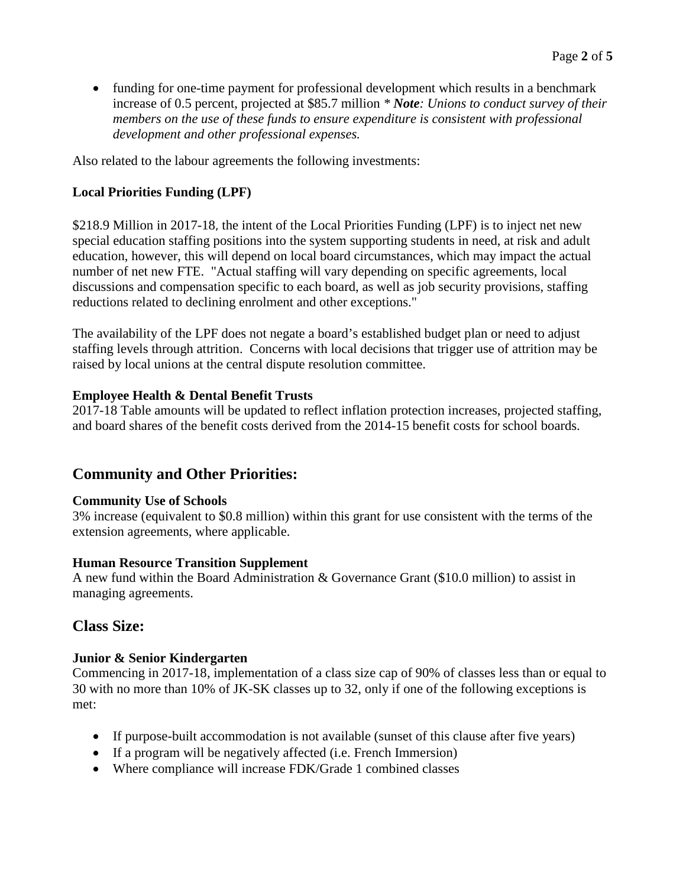- funding for one-time payment for professional development which results in a benchmark increase of 0.5 percent, projected at $85.7 million * ***Note****: Unions to conduct survey of their members on the use of these funds to ensure expenditure is consistent with professional development and other professional expenses.*

Also related to the labour agreements the following investments:

**Local Priorities Funding (LPF)**

$218.9 Million in 2017-18, the intent of the Local Priorities Funding (LPF) is to inject net new special education staffing positions into the system supporting students in need, at risk and adult education, however, this will depend on local board circumstances, which may impact the actual number of net new FTE. "Actual staffing will vary depending on specific agreements, local discussions and compensation specific to each board, as well as job security provisions, staffing reductions related to declining enrolment and other exceptions."

The availability of the LPF does not negate a board's established budget plan or need to adjust staffing levels through attrition. Concerns with local decisions that trigger use of attrition may be raised by local unions at the central dispute resolution committee.

**Employee Health & Dental Benefit Trusts**

2017-18 Table amounts will be updated to reflect inflation protection increases, projected staffing, and board shares of the benefit costs derived from the 2014-15 benefit costs for school boards.

## Community and Other Priorities:

**Community Use of Schools**

3% increase (equivalent to $0.8 million) within this grant for use consistent with the terms of the extension agreements, where applicable.

**Human Resource Transition Supplement**

A new fund within the Board Administration & Governance Grant ($10.0 million) to assist in managing agreements.

## Class Size:

**Junior & Senior Kindergarten**

Commencing in 2017-18, implementation of a class size cap of 90% of classes less than or equal to 30 with no more than 10% of JK-SK classes up to 32, only if one of the following exceptions is met:

- If purpose-built accommodation is not available (sunset of this clause after five years)
- If a program will be negatively affected (i.e. French Immersion)
- Where compliance will increase FDK/Grade 1 combined classes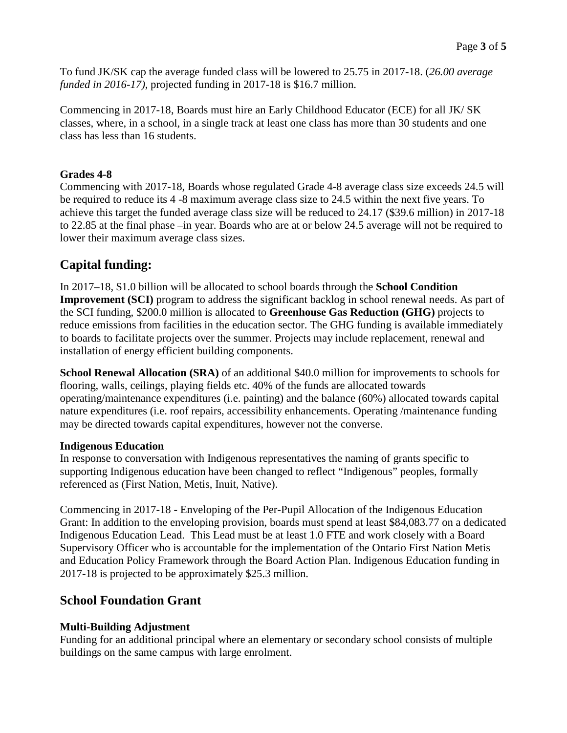To fund JK/SK cap the average funded class will be lowered to 25.75 in 2017-18. (*26.00 average funded in 2016-17)*, projected funding in 2017-18 is $16.7 million.

Commencing in 2017-18, Boards must hire an Early Childhood Educator (ECE) for all JK/ SK classes, where, in a school, in a single track at least one class has more than 30 students and one class has less than 16 students.

### Grades 4-8

Commencing with 2017-18, Boards whose regulated Grade 4-8 average class size exceeds 24.5 will be required to reduce its 4 -8 maximum average class size to 24.5 within the next five years. To achieve this target the funded average class size will be reduced to 24.17 ($39.6 million) in 2017-18 to 22.85 at the final phase –in year. Boards who are at or below 24.5 average will not be required to lower their maximum average class sizes.

## Capital funding:

In 2017–18, $1.0 billion will be allocated to school boards through the **School Condition Improvement (SCI)** program to address the significant backlog in school renewal needs. As part of the SCI funding, $200.0 million is allocated to **Greenhouse Gas Reduction (GHG)** projects to reduce emissions from facilities in the education sector. The GHG funding is available immediately to boards to facilitate projects over the summer. Projects may include replacement, renewal and installation of energy efficient building components.

**School Renewal Allocation (SRA)** of an additional $40.0 million for improvements to schools for flooring, walls, ceilings, playing fields etc. 40% of the funds are allocated towards operating/maintenance expenditures (i.e. painting) and the balance (60%) allocated towards capital nature expenditures (i.e. roof repairs, accessibility enhancements. Operating /maintenance funding may be directed towards capital expenditures, however not the converse.

### Indigenous Education

In response to conversation with Indigenous representatives the naming of grants specific to supporting Indigenous education have been changed to reflect "Indigenous" peoples, formally referenced as (First Nation, Metis, Inuit, Native).

Commencing in 2017-18 - Enveloping of the Per-Pupil Allocation of the Indigenous Education Grant: In addition to the enveloping provision, boards must spend at least $84,083.77 on a dedicated Indigenous Education Lead. This Lead must be at least 1.0 FTE and work closely with a Board Supervisory Officer who is accountable for the implementation of the Ontario First Nation Metis and Education Policy Framework through the Board Action Plan. Indigenous Education funding in 2017-18 is projected to be approximately $25.3 million.

## School Foundation Grant

### Multi-Building Adjustment

Funding for an additional principal where an elementary or secondary school consists of multiple buildings on the same campus with large enrolment.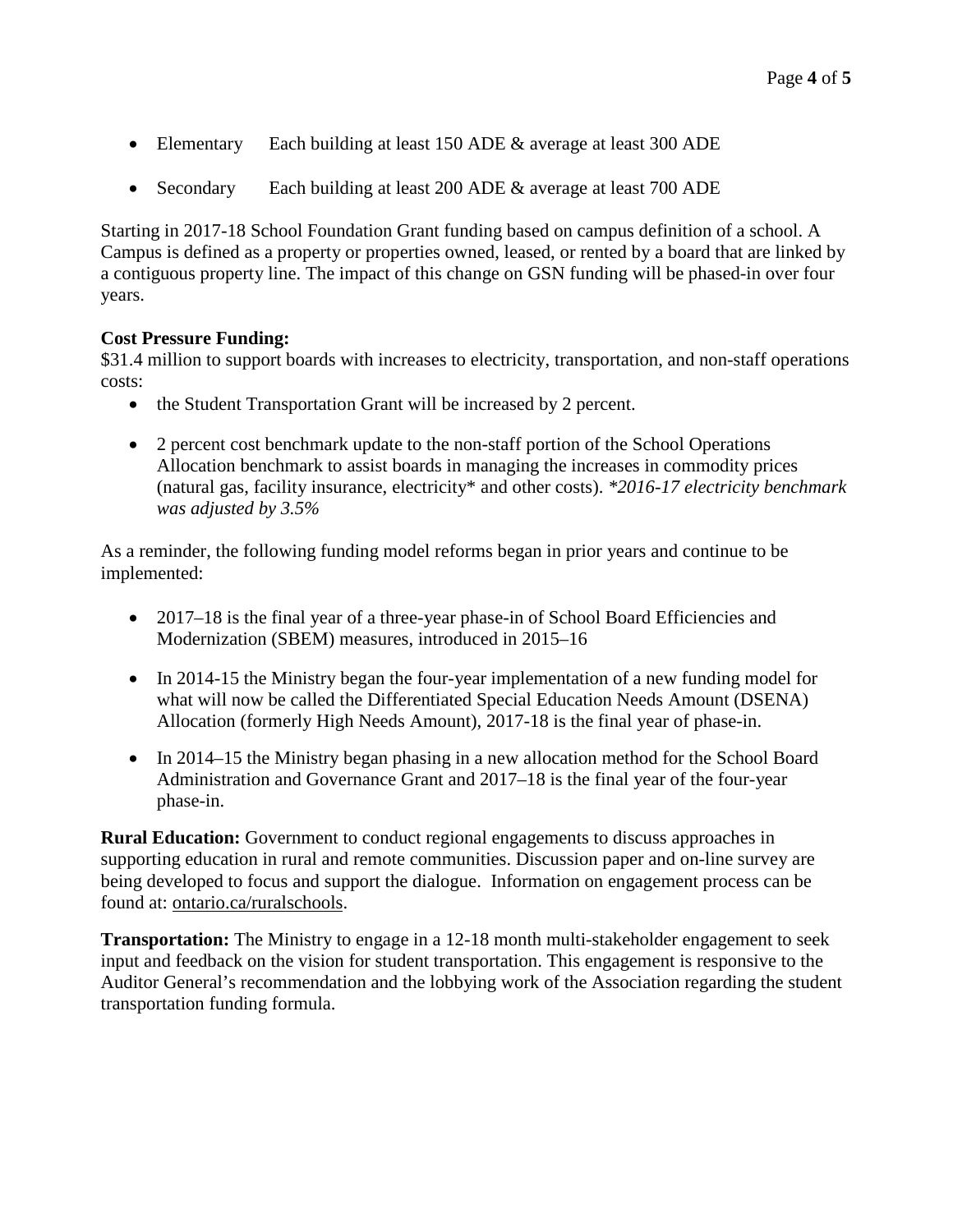- Elementary     Each building at least 150 ADE & average at least 300 ADE
- Secondary     Each building at least 200 ADE & average at least 700 ADE

Starting in 2017-18 School Foundation Grant funding based on campus definition of a school. A Campus is defined as a property or properties owned, leased, or rented by a board that are linked by a contiguous property line. The impact of this change on GSN funding will be phased-in over four years.

**Cost Pressure Funding:**
$31.4 million to support boards with increases to electricity, transportation, and non-staff operations costs:

- the Student Transportation Grant will be increased by 2 percent.
- 2 percent cost benchmark update to the non-staff portion of the School Operations Allocation benchmark to assist boards in managing the increases in commodity prices (natural gas, facility insurance, electricity* and other costs). *\*2016-17 electricity benchmark was adjusted by 3.5%*

As a reminder, the following funding model reforms began in prior years and continue to be implemented:

- 2017–18 is the final year of a three-year phase-in of School Board Efficiencies and Modernization (SBEM) measures, introduced in 2015–16
- In 2014-15 the Ministry began the four-year implementation of a new funding model for what will now be called the Differentiated Special Education Needs Amount (DSENA) Allocation (formerly High Needs Amount), 2017-18 is the final year of phase-in.
- In 2014–15 the Ministry began phasing in a new allocation method for the School Board Administration and Governance Grant and 2017–18 is the final year of the four-year phase-in.

**Rural Education:** Government to conduct regional engagements to discuss approaches in supporting education in rural and remote communities. Discussion paper and on-line survey are being developed to focus and support the dialogue. Information on engagement process can be found at: ontario.ca/ruralschools.

**Transportation:** The Ministry to engage in a 12-18 month multi-stakeholder engagement to seek input and feedback on the vision for student transportation. This engagement is responsive to the Auditor General's recommendation and the lobbying work of the Association regarding the student transportation funding formula.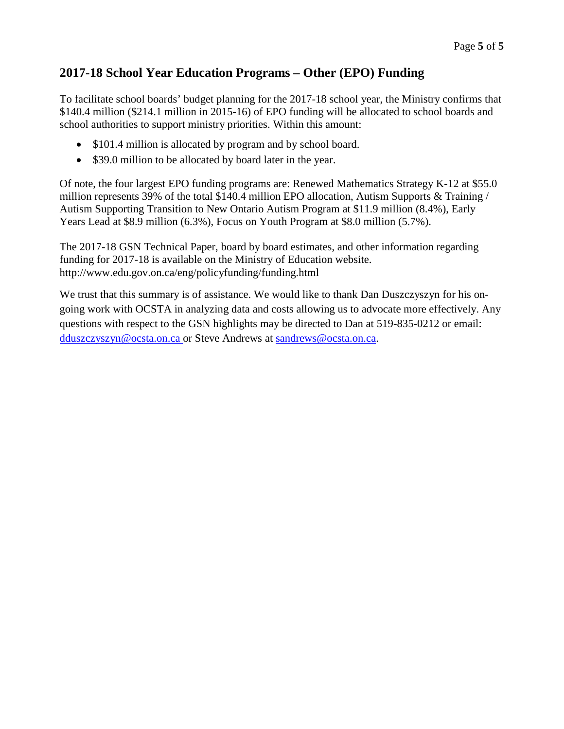## 2017-18 School Year Education Programs – Other (EPO) Funding

To facilitate school boards' budget planning for the 2017-18 school year, the Ministry confirms that $140.4 million ($214.1 million in 2015-16) of EPO funding will be allocated to school boards and school authorities to support ministry priorities. Within this amount:

- $101.4 million is allocated by program and by school board.
- $39.0 million to be allocated by board later in the year.

Of note, the four largest EPO funding programs are: Renewed Mathematics Strategy K-12 at $55.0 million represents 39% of the total $140.4 million EPO allocation, Autism Supports & Training / Autism Supporting Transition to New Ontario Autism Program at $11.9 million (8.4%), Early Years Lead at $8.9 million (6.3%), Focus on Youth Program at $8.0 million (5.7%).

The 2017-18 GSN Technical Paper, board by board estimates, and other information regarding funding for 2017-18 is available on the Ministry of Education website.
http://www.edu.gov.on.ca/eng/policyfunding/funding.html

We trust that this summary is of assistance. We would like to thank Dan Duszczyszyn for his on-going work with OCSTA in analyzing data and costs allowing us to advocate more effectively. Any questions with respect to the GSN highlights may be directed to Dan at 519-835-0212 or email: dduszczyszyn@ocsta.on.ca or Steve Andrews at sandrews@ocsta.on.ca.